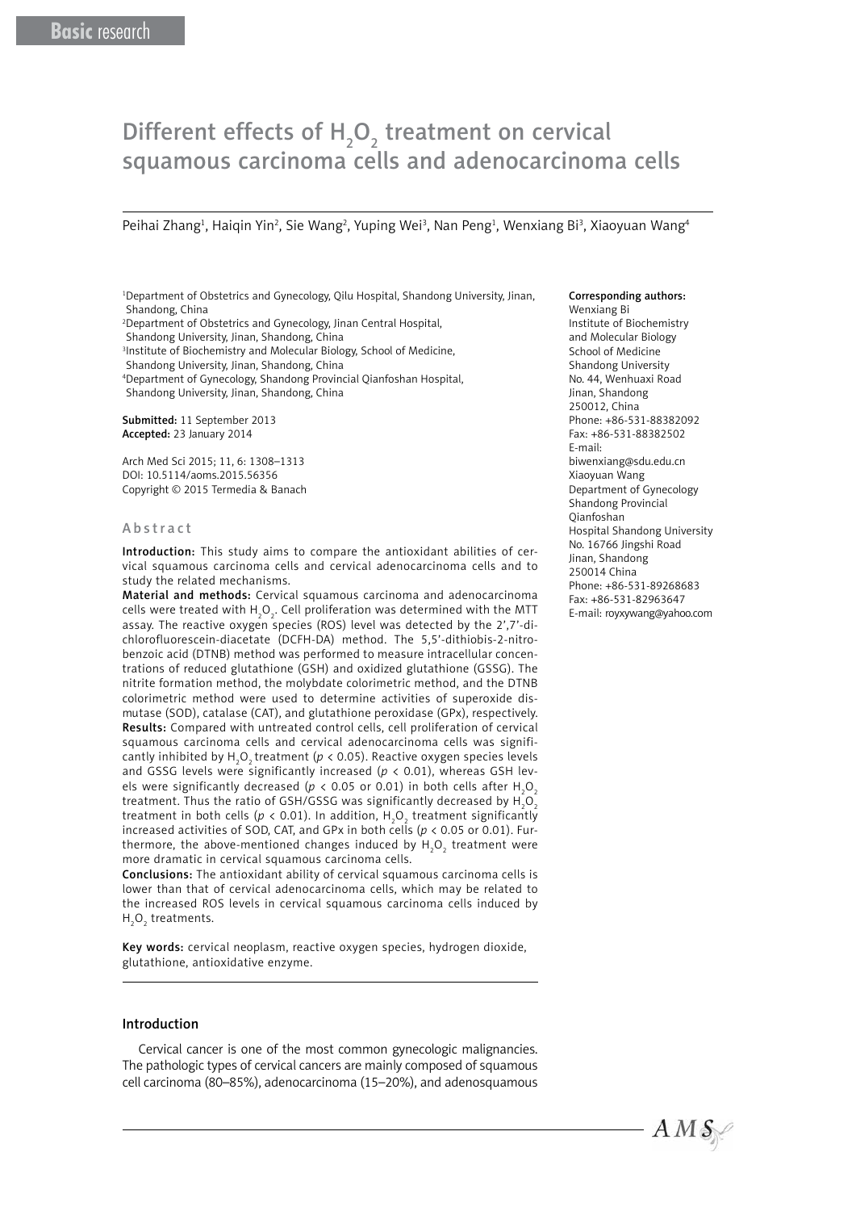Basic research

# Different effects of $H_2O_2$ treatment on cervical squamous carcinoma cells and adenocarcinoma cells

Peihai Zhang[1], Haiqin Yin[2], Sie Wang[2], Yuping Wei[3], Nan Peng[1], Wenxiang Bi[3], Xiaoyuan Wang[4]

[1]Department of Obstetrics and Gynecology, Qilu Hospital, Shandong University, Jinan, Shandong, China
[2]Department of Obstetrics and Gynecology, Jinan Central Hospital, Shandong University, Jinan, Shandong, China
[3]Institute of Biochemistry and Molecular Biology, School of Medicine, Shandong University, Jinan, Shandong, China
[4]Department of Gynecology, Shandong Provincial Qianfoshan Hospital, Shandong University, Jinan, Shandong, China

**Submitted:** 11 September 2013
**Accepted:** 23 January 2014

Arch Med Sci 2015; 11, 6: 1308–1313
DOI: 10.5114/aoms.2015.56356
Copyright © 2015 Termedia & Banach

**Corresponding authors:**
Wenxiang Bi
Institute of Biochemistry and Molecular Biology
School of Medicine
Shandong University
No. 44, Wenhuaxi Road
Jinan, Shandong
250012, China
Phone: +86-531-88382092
Fax: +86-531-88382502
E-mail: biwenxiang@sdu.edu.cn
Xiaoyuan Wang
Department of Gynecology
Shandong Provincial Qianfoshan
Hospital Shandong University
No. 16766 Jingshi Road
Jinan, Shandong
250014 China
Phone: +86-531-89268683
Fax: +86-531-82963647
E-mail: royxywang@yahoo.com

## Abstract

**Introduction:** This study aims to compare the antioxidant abilities of cervical squamous carcinoma cells and cervical adenocarcinoma cells and to study the related mechanisms.

**Material and methods:** Cervical squamous carcinoma and adenocarcinoma cells were treated with $H_2O_2$. Cell proliferation was determined with the MTT assay. The reactive oxygen species (ROS) level was detected by the 2',7'-dichlorofluorescein-diacetate (DCFH-DA) method. The 5,5'-dithiobis-2-nitrobenzoic acid (DTNB) method was performed to measure intracellular concentrations of reduced glutathione (GSH) and oxidized glutathione (GSSG). The nitrite formation method, the molybdate colorimetric method, and the DTNB colorimetric method were used to determine activities of superoxide dismutase (SOD), catalase (CAT), and glutathione peroxidase (GPx), respectively.

**Results:** Compared with untreated control cells, cell proliferation of cervical squamous carcinoma cells and cervical adenocarcinoma cells was significantly inhibited by $H_2O_2$ treatment ($p < 0.05$). Reactive oxygen species levels and GSSG levels were significantly increased ($p < 0.01$), whereas GSH levels were significantly decreased ($p < 0.05$ or 0.01) in both cells after $H_2O_2$ treatment. Thus the ratio of GSH/GSSG was significantly decreased by $H_2O_2$ treatment in both cells ($p < 0.01$). In addition, $H_2O_2$ treatment significantly increased activities of SOD, CAT, and GPx in both cells ($p < 0.05$ or 0.01). Furthermore, the above-mentioned changes induced by $H_2O_2$ treatment were more dramatic in cervical squamous carcinoma cells.

**Conclusions:** The antioxidant ability of cervical squamous carcinoma cells is lower than that of cervical adenocarcinoma cells, which may be related to the increased ROS levels in cervical squamous carcinoma cells induced by $H_2O_2$ treatments.

**Key words:** cervical neoplasm, reactive oxygen species, hydrogen dioxide, glutathione, antioxidative enzyme.

## Introduction

Cervical cancer is one of the most common gynecologic malignancies. The pathologic types of cervical cancers are mainly composed of squamous cell carcinoma (80–85%), adenocarcinoma (15–20%), and adenosquamous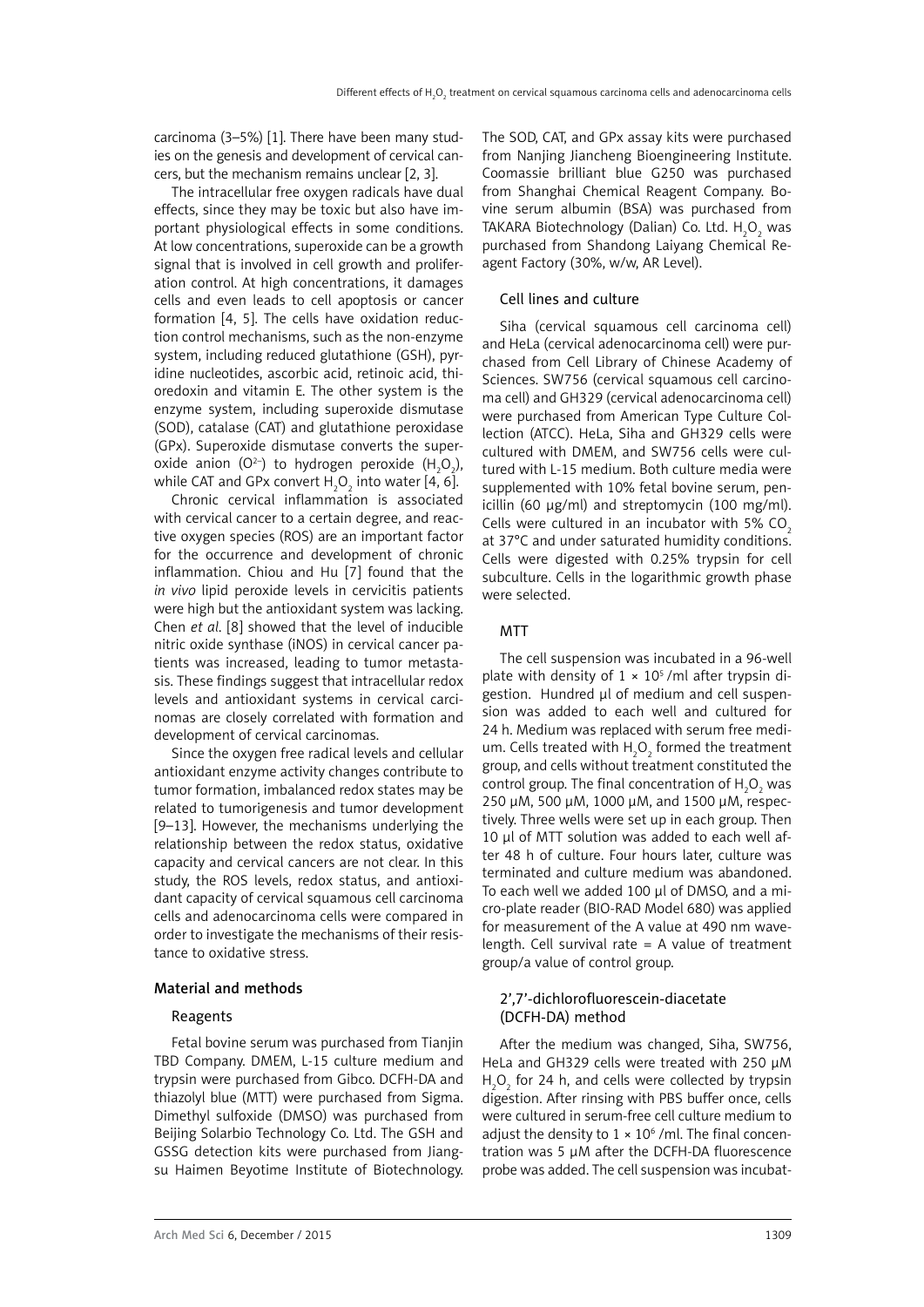carcinoma (3–5%) [1]. There have been many studies on the genesis and development of cervical cancers, but the mechanism remains unclear [2, 3].

The intracellular free oxygen radicals have dual effects, since they may be toxic but also have important physiological effects in some conditions. At low concentrations, superoxide can be a growth signal that is involved in cell growth and proliferation control. At high concentrations, it damages cells and even leads to cell apoptosis or cancer formation [4, 5]. The cells have oxidation reduction control mechanisms, such as the non-enzyme system, including reduced glutathione (GSH), pyridine nucleotides, ascorbic acid, retinoic acid, thioredoxin and vitamin E. The other system is the enzyme system, including superoxide dismutase (SOD), catalase (CAT) and glutathione peroxidase (GPx). Superoxide dismutase converts the superoxide anion ($O^{2-}$) to hydrogen peroxide ($H_2O_2$), while CAT and GPx convert $H_2O_2$ into water [4, 6].

Chronic cervical inflammation is associated with cervical cancer to a certain degree, and reactive oxygen species (ROS) are an important factor for the occurrence and development of chronic inflammation. Chiou and Hu [7] found that the *in vivo* lipid peroxide levels in cervicitis patients were high but the antioxidant system was lacking. Chen *et al.* [8] showed that the level of inducible nitric oxide synthase (iNOS) in cervical cancer patients was increased, leading to tumor metastasis. These findings suggest that intracellular redox levels and antioxidant systems in cervical carcinomas are closely correlated with formation and development of cervical carcinomas.

Since the oxygen free radical levels and cellular antioxidant enzyme activity changes contribute to tumor formation, imbalanced redox states may be related to tumorigenesis and tumor development [9–13]. However, the mechanisms underlying the relationship between the redox status, oxidative capacity and cervical cancers are not clear. In this study, the ROS levels, redox status, and antioxidant capacity of cervical squamous cell carcinoma cells and adenocarcinoma cells were compared in order to investigate the mechanisms of their resistance to oxidative stress.

## Material and methods

### Reagents

Fetal bovine serum was purchased from Tianjin TBD Company. DMEM, L-15 culture medium and trypsin were purchased from Gibco. DCFH-DA and thiazolyl blue (MTT) were purchased from Sigma. Dimethyl sulfoxide (DMSO) was purchased from Beijing Solarbio Technology Co. Ltd. The GSH and GSSG detection kits were purchased from Jiangsu Haimen Beyotime Institute of Biotechnology. The SOD, CAT, and GPx assay kits were purchased from Nanjing Jiancheng Bioengineering Institute. Coomassie brilliant blue G250 was purchased from Shanghai Chemical Reagent Company. Bovine serum albumin (BSA) was purchased from TAKARA Biotechnology (Dalian) Co. Ltd. $H_2O_2$ was purchased from Shandong Laiyang Chemical Reagent Factory (30%, w/w, AR Level).

### Cell lines and culture

Siha (cervical squamous cell carcinoma cell) and HeLa (cervical adenocarcinoma cell) were purchased from Cell Library of Chinese Academy of Sciences. SW756 (cervical squamous cell carcinoma cell) and GH329 (cervical adenocarcinoma cell) were purchased from American Type Culture Collection (ATCC). HeLa, Siha and GH329 cells were cultured with DMEM, and SW756 cells were cultured with L-15 medium. Both culture media were supplemented with 10% fetal bovine serum, penicillin (60 μg/ml) and streptomycin (100 mg/ml). Cells were cultured in an incubator with 5% $CO_2$ at 37°C and under saturated humidity conditions. Cells were digested with 0.25% trypsin for cell subculture. Cells in the logarithmic growth phase were selected.

### MTT

The cell suspension was incubated in a 96-well plate with density of $1 \times 10^5$ /ml after trypsin digestion. Hundred μl of medium and cell suspension was added to each well and cultured for 24 h. Medium was replaced with serum free medium. Cells treated with $H_2O_2$ formed the treatment group, and cells without treatment constituted the control group. The final concentration of $H_2O_2$ was 250 μM, 500 μM, 1000 μM, and 1500 μM, respectively. Three wells were set up in each group. Then 10 μl of MTT solution was added to each well after 48 h of culture. Four hours later, culture was terminated and culture medium was abandoned. To each well we added 100 μl of DMSO, and a micro-plate reader (BIO-RAD Model 680) was applied for measurement of the A value at 490 nm wavelength. Cell survival rate = A value of treatment group/a value of control group.

### 2',7'-dichlorofluorescein-diacetate (DCFH-DA) method

After the medium was changed, Siha, SW756, HeLa and GH329 cells were treated with 250 μM $H_2O_2$ for 24 h, and cells were collected by trypsin digestion. After rinsing with PBS buffer once, cells were cultured in serum-free cell culture medium to adjust the density to $1 \times 10^6$ /ml. The final concentration was 5 μM after the DCFH-DA fluorescence probe was added. The cell suspension was incubat-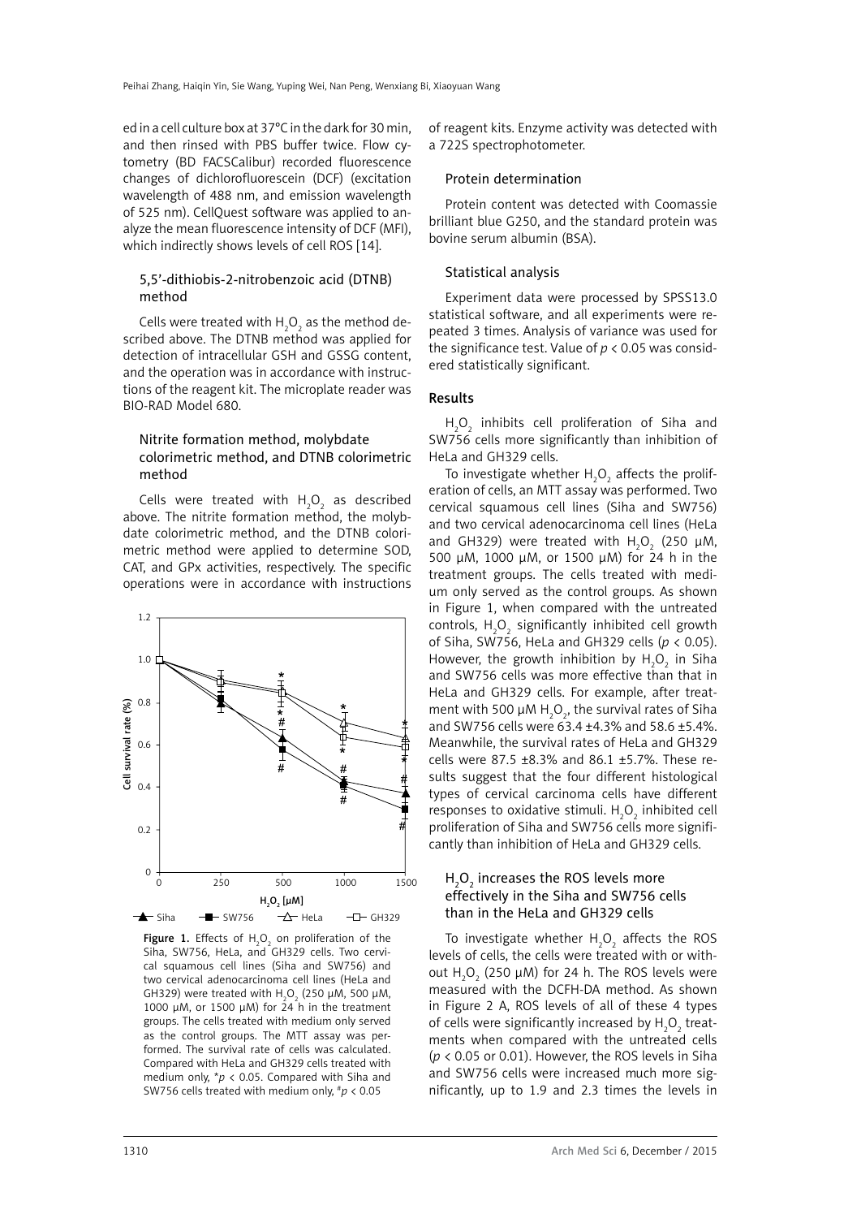ed in a cell culture box at 37°C in the dark for 30 min, and then rinsed with PBS buffer twice. Flow cytometry (BD FACSCalibur) recorded fluorescence changes of dichlorofluorescein (DCF) (excitation wavelength of 488 nm, and emission wavelength of 525 nm). CellQuest software was applied to analyze the mean fluorescence intensity of DCF (MFI), which indirectly shows levels of cell ROS [14].

### 5,5'-dithiobis-2-nitrobenzoic acid (DTNB) method

Cells were treated with $H_2O_2$ as the method described above. The DTNB method was applied for detection of intracellular GSH and GSSG content, and the operation was in accordance with instructions of the reagent kit. The microplate reader was BIO-RAD Model 680.

### Nitrite formation method, molybdate colorimetric method, and DTNB colorimetric method

Cells were treated with $H_2O_2$ as described above. The nitrite formation method, the molybdate colorimetric method, and the DTNB colorimetric method were applied to determine SOD, CAT, and GPx activities, respectively. The specific operations were in accordance with instructions of reagent kits. Enzyme activity was detected with a 722S spectrophotometer.

**Figure 1.** Effects of $H_2O_2$ on proliferation of the Siha, SW756, HeLa, and GH329 cells. Two cervical squamous cell lines (Siha and SW756) and two cervical adenocarcinoma cell lines (HeLa and GH329) were treated with $H_2O_2$ (250 μM, 500 μM, 1000 μM, or 1500 μM) for 24 h in the treatment groups. The cells treated with medium only served as the control groups. The MTT assay was performed. The survival rate of cells was calculated. Compared with HeLa and GH329 cells treated with medium only, \*$p < 0.05$. Compared with Siha and SW756 cells treated with medium only, #$p < 0.05$

### Protein determination

Protein content was detected with Coomassie brilliant blue G250, and the standard protein was bovine serum albumin (BSA).

### Statistical analysis

Experiment data were processed by SPSS13.0 statistical software, and all experiments were repeated 3 times. Analysis of variance was used for the significance test. Value of $p < 0.05$ was considered statistically significant.

## Results

### $H_2O_2$ inhibits cell proliferation of Siha and SW756 cells more significantly than inhibition of HeLa and GH329 cells.

To investigate whether $H_2O_2$ affects the proliferation of cells, an MTT assay was performed. Two cervical squamous cell lines (Siha and SW756) and two cervical adenocarcinoma cell lines (HeLa and GH329) were treated with $H_2O_2$ (250 μM, 500 μM, 1000 μM, or 1500 μM) for 24 h in the treatment groups. The cells treated with medium only served as the control groups. As shown in Figure 1, when compared with the untreated controls, $H_2O_2$ significantly inhibited cell growth of Siha, SW756, HeLa and GH329 cells ($p < 0.05$). However, the growth inhibition by $H_2O_2$ in Siha and SW756 cells was more effective than that in HeLa and GH329 cells. For example, after treatment with 500 μM $H_2O_2$, the survival rates of Siha and SW756 cells were 63.4 ±4.3% and 58.6 ±5.4%. Meanwhile, the survival rates of HeLa and GH329 cells were 87.5 ±8.3% and 86.1 ±5.7%. These results suggest that the four different histological types of cervical carcinoma cells have different responses to oxidative stimuli. $H_2O_2$ inhibited cell proliferation of Siha and SW756 cells more significantly than inhibition of HeLa and GH329 cells.

### $H_2O_2$ increases the ROS levels more effectively in the Siha and SW756 cells than in the HeLa and GH329 cells

To investigate whether $H_2O_2$ affects the ROS levels of cells, the cells were treated with or without $H_2O_2$ (250 μM) for 24 h. The ROS levels were measured with the DCFH-DA method. As shown in Figure 2 A, ROS levels of all of these 4 types of cells were significantly increased by $H_2O_2$ treatments when compared with the untreated cells ($p < 0.05$ or 0.01). However, the ROS levels in Siha and SW756 cells were increased much more significantly, up to 1.9 and 2.3 times the levels in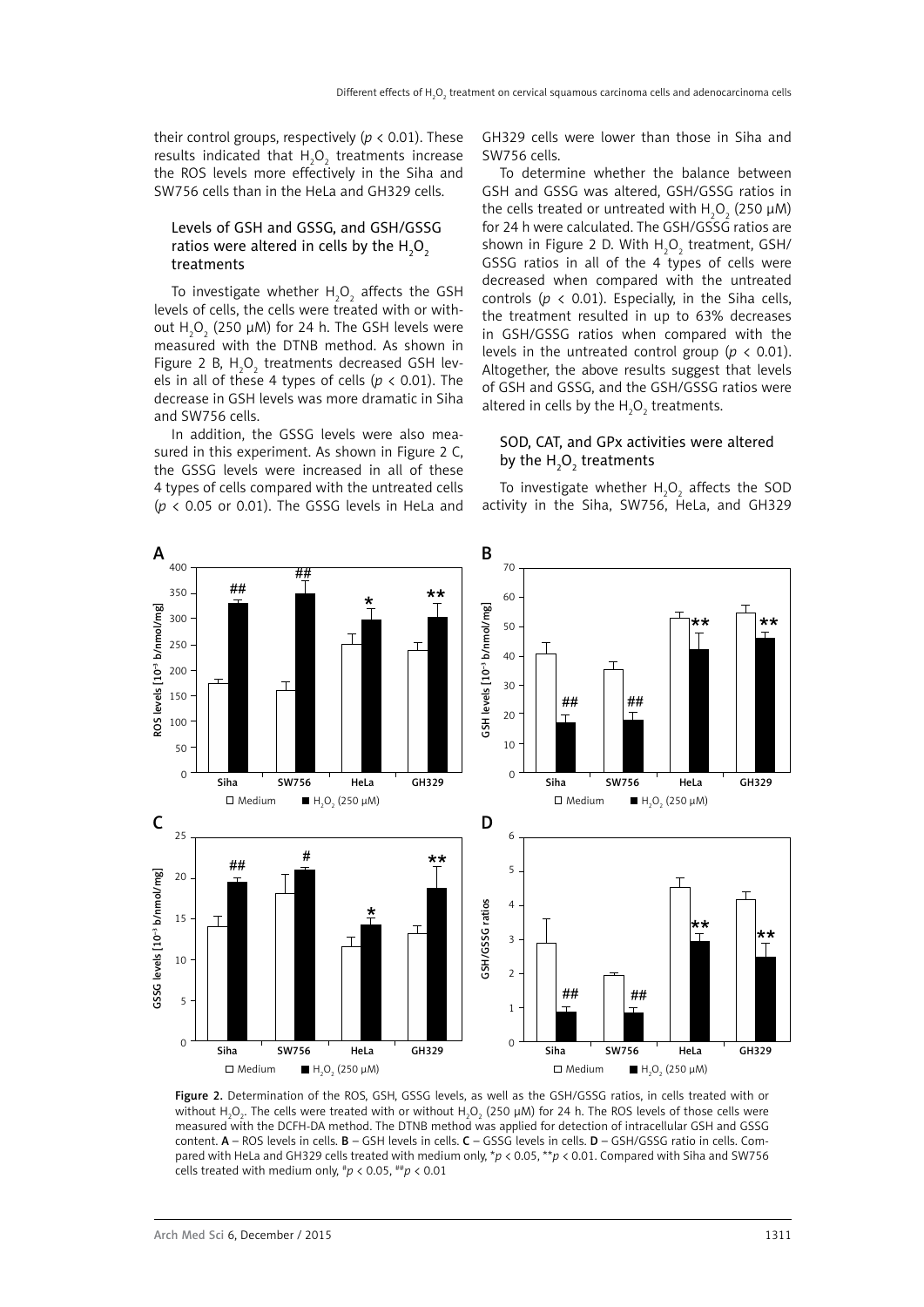their control groups, respectively ($p < 0.01$). These results indicated that $H_2O_2$ treatments increase the ROS levels more effectively in the Siha and SW756 cells than in the HeLa and GH329 cells.

### Levels of GSH and GSSG, and GSH/GSSG ratios were altered in cells by the $H_2O_2$ treatments

To investigate whether $H_2O_2$ affects the GSH levels of cells, the cells were treated with or without $H_2O_2$ (250 μM) for 24 h. The GSH levels were measured with the DTNB method. As shown in Figure 2 B, $H_2O_2$ treatments decreased GSH levels in all of these 4 types of cells ($p < 0.01$). The decrease in GSH levels was more dramatic in Siha and SW756 cells.

In addition, the GSSG levels were also measured in this experiment. As shown in Figure 2 C, the GSSG levels were increased in all of these 4 types of cells compared with the untreated cells ($p < 0.05$ or 0.01). The GSSG levels in HeLa and GH329 cells were lower than those in Siha and SW756 cells.

To determine whether the balance between GSH and GSSG was altered, GSH/GSSG ratios in the cells treated or untreated with $H_2O_2$ (250 μM) for 24 h were calculated. The GSH/GSSG ratios are shown in Figure 2 D. With $H_2O_2$ treatment, GSH/GSSG ratios in all of the 4 types of cells were decreased when compared with the untreated controls ($p < 0.01$). Especially, in the Siha cells, the treatment resulted in up to 63% decreases in GSH/GSSG ratios when compared with the levels in the untreated control group ($p < 0.01$). Altogether, the above results suggest that levels of GSH and GSSG, and the GSH/GSSG ratios were altered in cells by the $H_2O_2$ treatments.

### SOD, CAT, and GPx activities were altered by the $H_2O_2$ treatments

To investigate whether $H_2O_2$ affects the SOD activity in the Siha, SW756, HeLa, and GH329

**Figure 2.** Determination of the ROS, GSH, GSSG levels, as well as the GSH/GSSG ratios, in cells treated with or without $H_2O_2$. The cells were treated with or without $H_2O_2$ (250 μM) for 24 h. The ROS levels of those cells were measured with the DCFH-DA method. The DTNB method was applied for detection of intracellular GSH and GSSG content. **A** – ROS levels in cells. **B** – GSH levels in cells. **C** – GSSG levels in cells. **D** – GSH/GSSG ratio in cells. Compared with HeLa and GH329 cells treated with medium only, \*$p < 0.05$, \*\*$p < 0.01$. Compared with Siha and SW756 cells treated with medium only, #$p < 0.05$, ##$p < 0.01$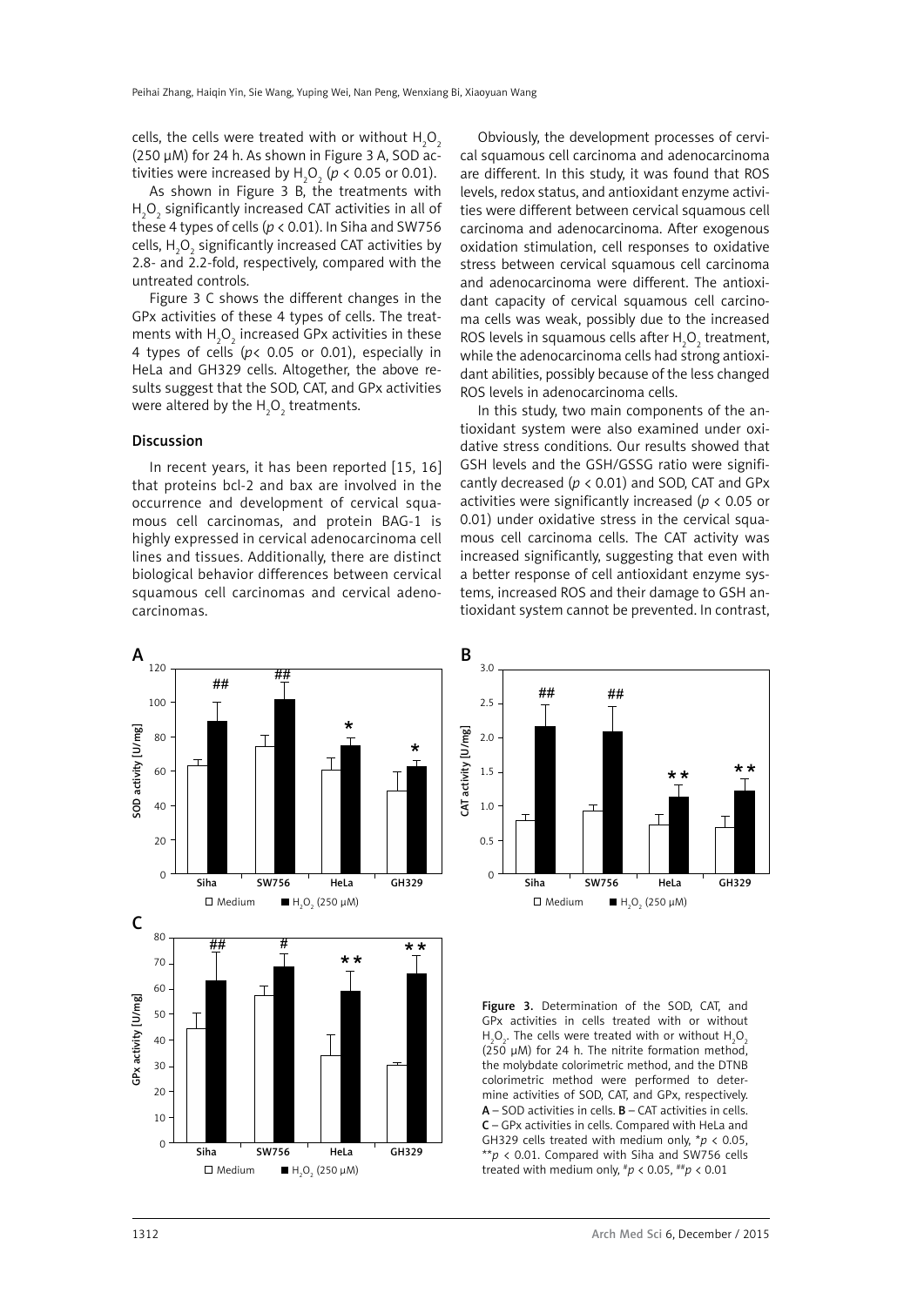cells, the cells were treated with or without $H_2O_2$ (250 μM) for 24 h. As shown in Figure 3 A, SOD activities were increased by $H_2O_2$ ($p < 0.05$ or 0.01).

As shown in Figure 3 B, the treatments with $H_2O_2$ significantly increased CAT activities in all of these 4 types of cells ($p < 0.01$). In Siha and SW756 cells, $H_2O_2$ significantly increased CAT activities by 2.8- and 2.2-fold, respectively, compared with the untreated controls.

Figure 3 C shows the different changes in the GPx activities of these 4 types of cells. The treatments with $H_2O_2$ increased GPx activities in these 4 types of cells ($p < 0.05$ or 0.01), especially in HeLa and GH329 cells. Altogether, the above results suggest that the SOD, CAT, and GPx activities were altered by the $H_2O_2$ treatments.

## Discussion

In recent years, it has been reported [15, 16] that proteins bcl-2 and bax are involved in the occurrence and development of cervical squamous cell carcinomas, and protein BAG-1 is highly expressed in cervical adenocarcinoma cell lines and tissues. Additionally, there are distinct biological behavior differences between cervical squamous cell carcinomas and cervical adenocarcinomas.

Obviously, the development processes of cervical squamous cell carcinoma and adenocarcinoma are different. In this study, it was found that ROS levels, redox status, and antioxidant enzyme activities were different between cervical squamous cell carcinoma and adenocarcinoma. After exogenous oxidation stimulation, cell responses to oxidative stress between cervical squamous cell carcinoma and adenocarcinoma were different. The antioxidant capacity of cervical squamous cell carcinoma cells was weak, possibly due to the increased ROS levels in squamous cells after $H_2O_2$ treatment, while the adenocarcinoma cells had strong antioxidant abilities, possibly because of the less changed ROS levels in adenocarcinoma cells.

In this study, two main components of the antioxidant system were also examined under oxidative stress conditions. Our results showed that GSH levels and the GSH/GSSG ratio were significantly decreased ($p < 0.01$) and SOD, CAT and GPx activities were significantly increased ($p < 0.05$ or 0.01) under oxidative stress in the cervical squamous cell carcinoma cells. The CAT activity was increased significantly, suggesting that even with a better response of cell antioxidant enzyme systems, increased ROS and their damage to GSH antioxidant system cannot be prevented. In contrast,

Figure 3. Determination of the SOD, CAT, and GPx activities in cells treated with or without $H_2O_2$. The cells were treated with or without $H_2O_2$ (250 μM) for 24 h. The nitrite formation method, the molybdate colorimetric method, and the DTNB colorimetric method were performed to determine activities of SOD, CAT, and GPx, respectively. **A** – SOD activities in cells. **B** – CAT activities in cells. **C** – GPx activities in cells. Compared with HeLa and GH329 cells treated with medium only, \*$p < 0.05$, \*\*$p < 0.01$. Compared with Siha and SW756 cells treated with medium only, #$p < 0.05$, ##$p < 0.01$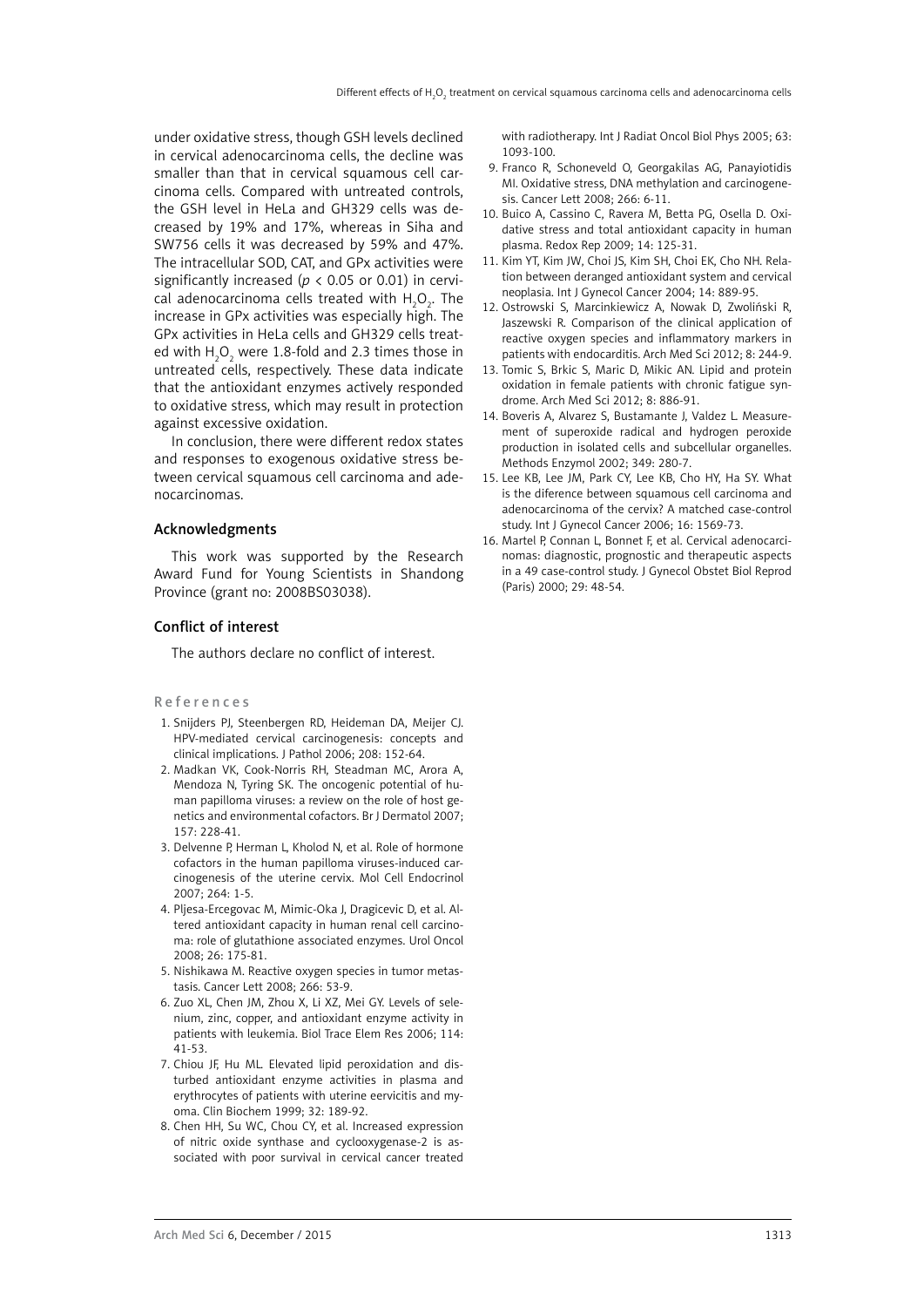under oxidative stress, though GSH levels declined in cervical adenocarcinoma cells, the decline was smaller than that in cervical squamous cell carcinoma cells. Compared with untreated controls, the GSH level in HeLa and GH329 cells was decreased by 19% and 17%, whereas in Siha and SW756 cells it was decreased by 59% and 47%. The intracellular SOD, CAT, and GPx activities were significantly increased ($p$ < 0.05 or 0.01) in cervical adenocarcinoma cells treated with $H_2O_2$. The increase in GPx activities was especially high. The GPx activities in HeLa cells and GH329 cells treated with $H_2O_2$ were 1.8-fold and 2.3 times those in untreated cells, respectively. These data indicate that the antioxidant enzymes actively responded to oxidative stress, which may result in protection against excessive oxidation.

In conclusion, there were different redox states and responses to exogenous oxidative stress between cervical squamous cell carcinoma and adenocarcinomas.

## Acknowledgments

This work was supported by the Research Award Fund for Young Scientists in Shandong Province (grant no: 2008BS03038).

## Conflict of interest

The authors declare no conflict of interest.

## References

1. Snijders PJ, Steenbergen RD, Heideman DA, Meijer CJ. HPV-mediated cervical carcinogenesis: concepts and clinical implications. J Pathol 2006; 208: 152-64.
2. Madkan VK, Cook-Norris RH, Steadman MC, Arora A, Mendoza N, Tyring SK. The oncogenic potential of human papilloma viruses: a review on the role of host genetics and environmental cofactors. Br J Dermatol 2007; 157: 228-41.
3. Delvenne P, Herman L, Kholod N, et al. Role of hormone cofactors in the human papilloma viruses-induced carcinogenesis of the uterine cervix. Mol Cell Endocrinol 2007; 264: 1-5.
4. Pljesa-Ercegovac M, Mimic-Oka J, Dragicevic D, et al. Altered antioxidant capacity in human renal cell carcinoma: role of glutathione associated enzymes. Urol Oncol 2008; 26: 175-81.
5. Nishikawa M. Reactive oxygen species in tumor metastasis. Cancer Lett 2008; 266: 53-9.
6. Zuo XL, Chen JM, Zhou X, Li XZ, Mei GY. Levels of selenium, zinc, copper, and antioxidant enzyme activity in patients with leukemia. Biol Trace Elem Res 2006; 114: 41-53.
7. Chiou JF, Hu ML. Elevated lipid peroxidation and disturbed antioxidant enzyme activities in plasma and erythrocytes of patients with uterine eervicitis and myoma. Clin Biochem 1999; 32: 189-92.
8. Chen HH, Su WC, Chou CY, et al. Increased expression of nitric oxide synthase and cyclooxygenase-2 is associated with poor survival in cervical cancer treated with radiotherapy. Int J Radiat Oncol Biol Phys 2005; 63: 1093-100.
9. Franco R, Schoneveld O, Georgakilas AG, Panayiotidis MI. Oxidative stress, DNA methylation and carcinogenesis. Cancer Lett 2008; 266: 6-11.
10. Buico A, Cassino C, Ravera M, Betta PG, Osella D. Oxidative stress and total antioxidant capacity in human plasma. Redox Rep 2009; 14: 125-31.
11. Kim YT, Kim JW, Choi JS, Kim SH, Choi EK, Cho NH. Relation between deranged antioxidant system and cervical neoplasia. Int J Gynecol Cancer 2004; 14: 889-95.
12. Ostrowski S, Marcinkiewicz A, Nowak D, Zwoliński R, Jaszewski R. Comparison of the clinical application of reactive oxygen species and inflammatory markers in patients with endocarditis. Arch Med Sci 2012; 8: 244-9.
13. Tomic S, Brkic S, Maric D, Mikic AN. Lipid and protein oxidation in female patients with chronic fatigue syndrome. Arch Med Sci 2012; 8: 886-91.
14. Boveris A, Alvarez S, Bustamante J, Valdez L. Measurement of superoxide radical and hydrogen peroxide production in isolated cells and subcellular organelles. Methods Enzymol 2002; 349: 280-7.
15. Lee KB, Lee JM, Park CY, Lee KB, Cho HY, Ha SY. What is the diference between squamous cell carcinoma and adenocarcinoma of the cervix? A matched case-control study. Int J Gynecol Cancer 2006; 16: 1569-73.
16. Martel P, Connan L, Bonnet F, et al. Cervical adenocarcinomas: diagnostic, prognostic and therapeutic aspects in a 49 case-control study. J Gynecol Obstet Biol Reprod (Paris) 2000; 29: 48-54.